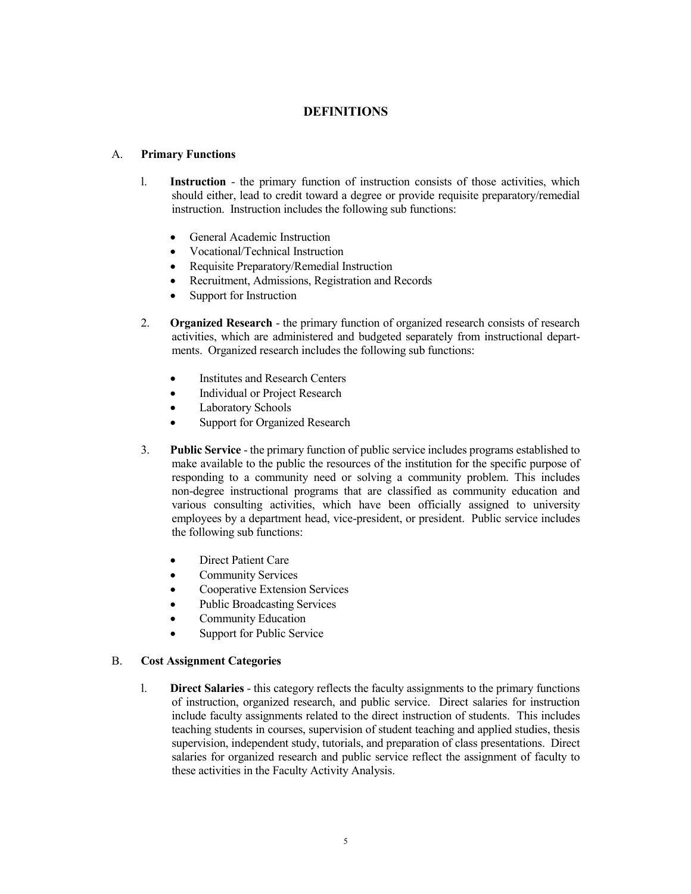# DEFINITIONS

## A. Primary Functions

1. **Instruction** - the primary function of instruction consists of those activities, which should either, lead to credit toward a degree or provide requisite preparatory/remedial instruction. Instruction includes the following sub functions:

   - General Academic Instruction
   - Vocational/Technical Instruction
   - Requisite Preparatory/Remedial Instruction
   - Recruitment, Admissions, Registration and Records
   - Support for Instruction

2. **Organized Research** - the primary function of organized research consists of research activities, which are administered and budgeted separately from instructional departments. Organized research includes the following sub functions:

   - Institutes and Research Centers
   - Individual or Project Research
   - Laboratory Schools
   - Support for Organized Research

3. **Public Service** - the primary function of public service includes programs established to make available to the public the resources of the institution for the specific purpose of responding to a community need or solving a community problem. This includes non-degree instructional programs that are classified as community education and various consulting activities, which have been officially assigned to university employees by a department head, vice-president, or president. Public service includes the following sub functions:

   - Direct Patient Care
   - Community Services
   - Cooperative Extension Services
   - Public Broadcasting Services
   - Community Education
   - Support for Public Service

## B. Cost Assignment Categories

1. **Direct Salaries** - this category reflects the faculty assignments to the primary functions of instruction, organized research, and public service. Direct salaries for instruction include faculty assignments related to the direct instruction of students. This includes teaching students in courses, supervision of student teaching and applied studies, thesis supervision, independent study, tutorials, and preparation of class presentations. Direct salaries for organized research and public service reflect the assignment of faculty to these activities in the Faculty Activity Analysis.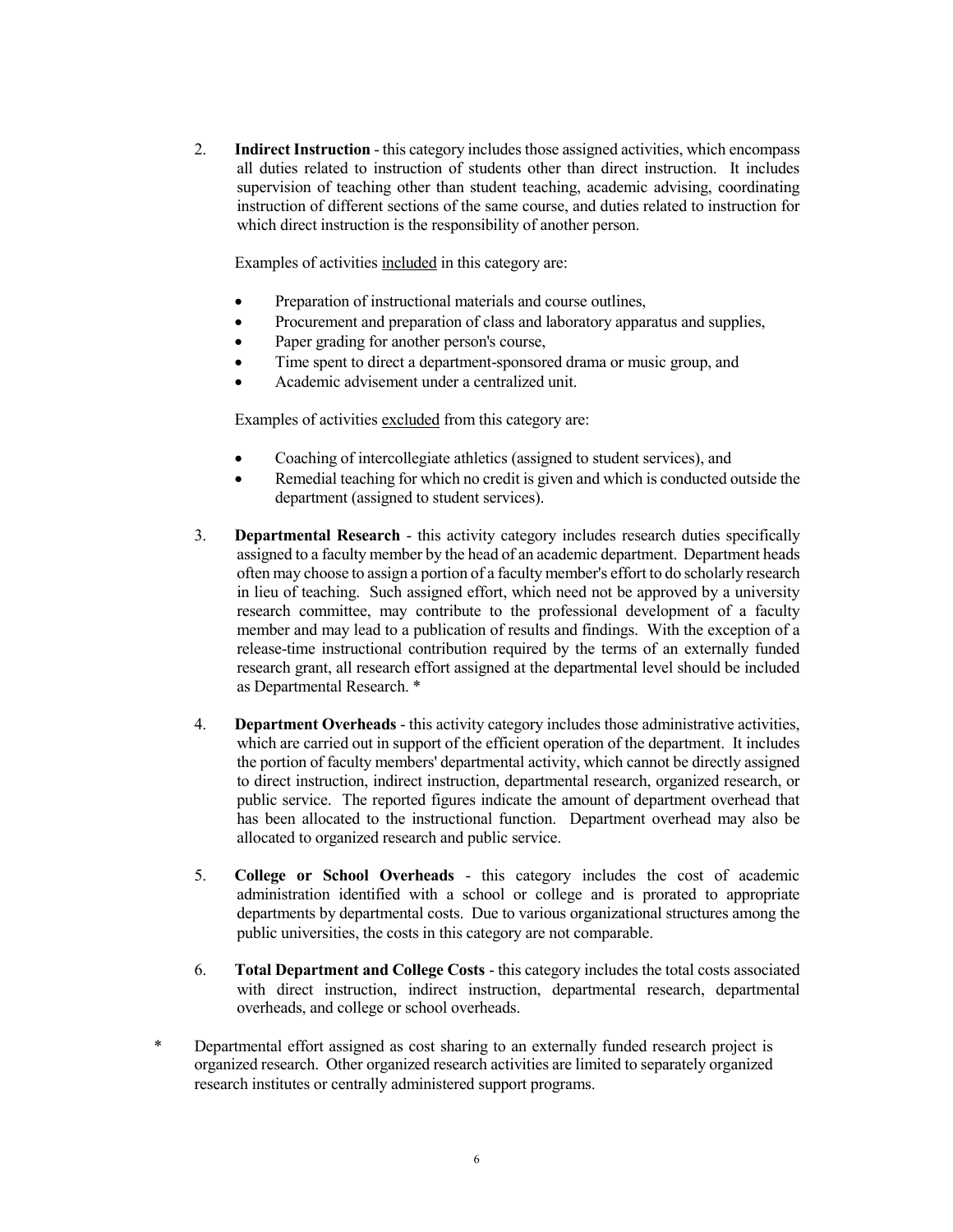2. **Indirect Instruction** - this category includes those assigned activities, which encompass all duties related to instruction of students other than direct instruction. It includes supervision of teaching other than student teaching, academic advising, coordinating instruction of different sections of the same course, and duties related to instruction for which direct instruction is the responsibility of another person.

   Examples of activities included in this category are:

   - Preparation of instructional materials and course outlines,
   - Procurement and preparation of class and laboratory apparatus and supplies,
   - Paper grading for another person's course,
   - Time spent to direct a department-sponsored drama or music group, and
   - Academic advisement under a centralized unit.

   Examples of activities excluded from this category are:

   - Coaching of intercollegiate athletics (assigned to student services), and
   - Remedial teaching for which no credit is given and which is conducted outside the department (assigned to student services).

3. **Departmental Research** - this activity category includes research duties specifically assigned to a faculty member by the head of an academic department. Department heads often may choose to assign a portion of a faculty member's effort to do scholarly research in lieu of teaching. Such assigned effort, which need not be approved by a university research committee, may contribute to the professional development of a faculty member and may lead to a publication of results and findings. With the exception of a release-time instructional contribution required by the terms of an externally funded research grant, all research effort assigned at the departmental level should be included as Departmental Research. *

4. **Department Overheads** - this activity category includes those administrative activities, which are carried out in support of the efficient operation of the department. It includes the portion of faculty members' departmental activity, which cannot be directly assigned to direct instruction, indirect instruction, departmental research, organized research, or public service. The reported figures indicate the amount of department overhead that has been allocated to the instructional function. Department overhead may also be allocated to organized research and public service.

5. **College or School Overheads** - this category includes the cost of academic administration identified with a school or college and is prorated to appropriate departments by departmental costs. Due to various organizational structures among the public universities, the costs in this category are not comparable.

6. **Total Department and College Costs** - this category includes the total costs associated with direct instruction, indirect instruction, departmental research, departmental overheads, and college or school overheads.

\* Departmental effort assigned as cost sharing to an externally funded research project is organized research. Other organized research activities are limited to separately organized research institutes or centrally administered support programs.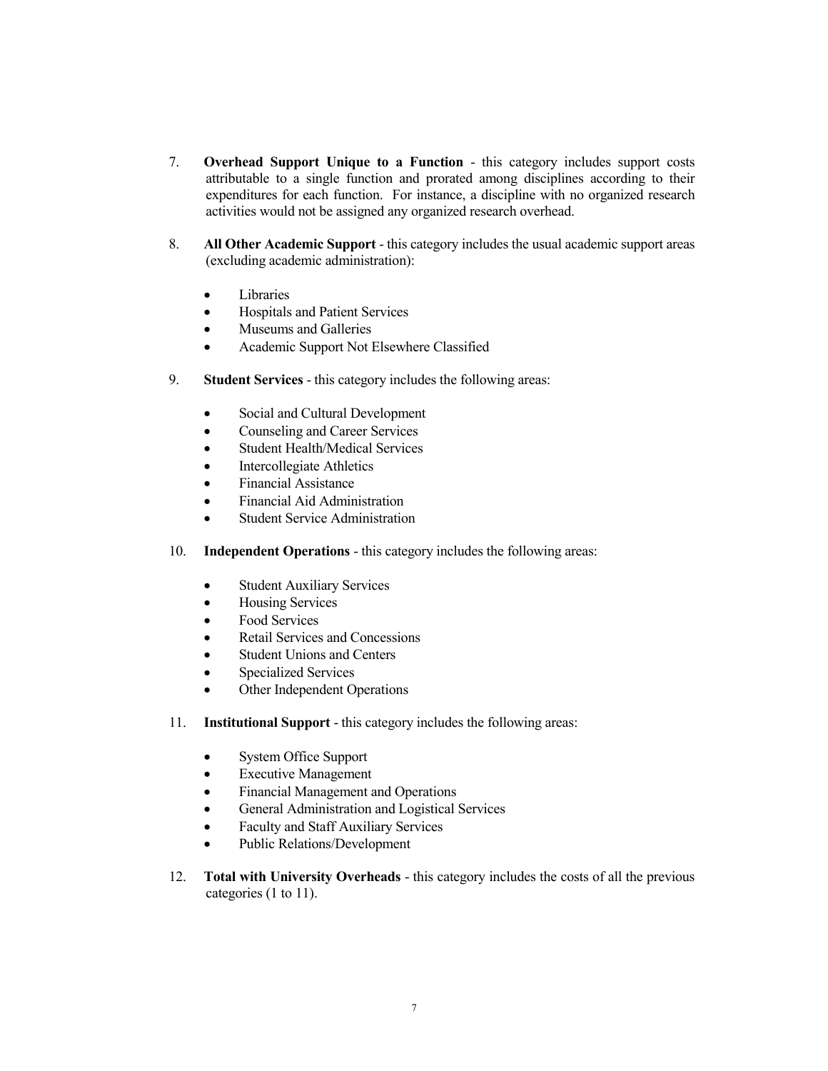7. **Overhead Support Unique to a Function** - this category includes support costs attributable to a single function and prorated among disciplines according to their expenditures for each function. For instance, a discipline with no organized research activities would not be assigned any organized research overhead.

8. **All Other Academic Support** - this category includes the usual academic support areas (excluding academic administration):

   - Libraries
   - Hospitals and Patient Services
   - Museums and Galleries
   - Academic Support Not Elsewhere Classified

9. **Student Services** - this category includes the following areas:

   - Social and Cultural Development
   - Counseling and Career Services
   - Student Health/Medical Services
   - Intercollegiate Athletics
   - Financial Assistance
   - Financial Aid Administration
   - Student Service Administration

10. **Independent Operations** - this category includes the following areas:

    - Student Auxiliary Services
    - Housing Services
    - Food Services
    - Retail Services and Concessions
    - Student Unions and Centers
    - Specialized Services
    - Other Independent Operations

11. **Institutional Support** - this category includes the following areas:

    - System Office Support
    - Executive Management
    - Financial Management and Operations
    - General Administration and Logistical Services
    - Faculty and Staff Auxiliary Services
    - Public Relations/Development

12. **Total with University Overheads** - this category includes the costs of all the previous categories (1 to 11).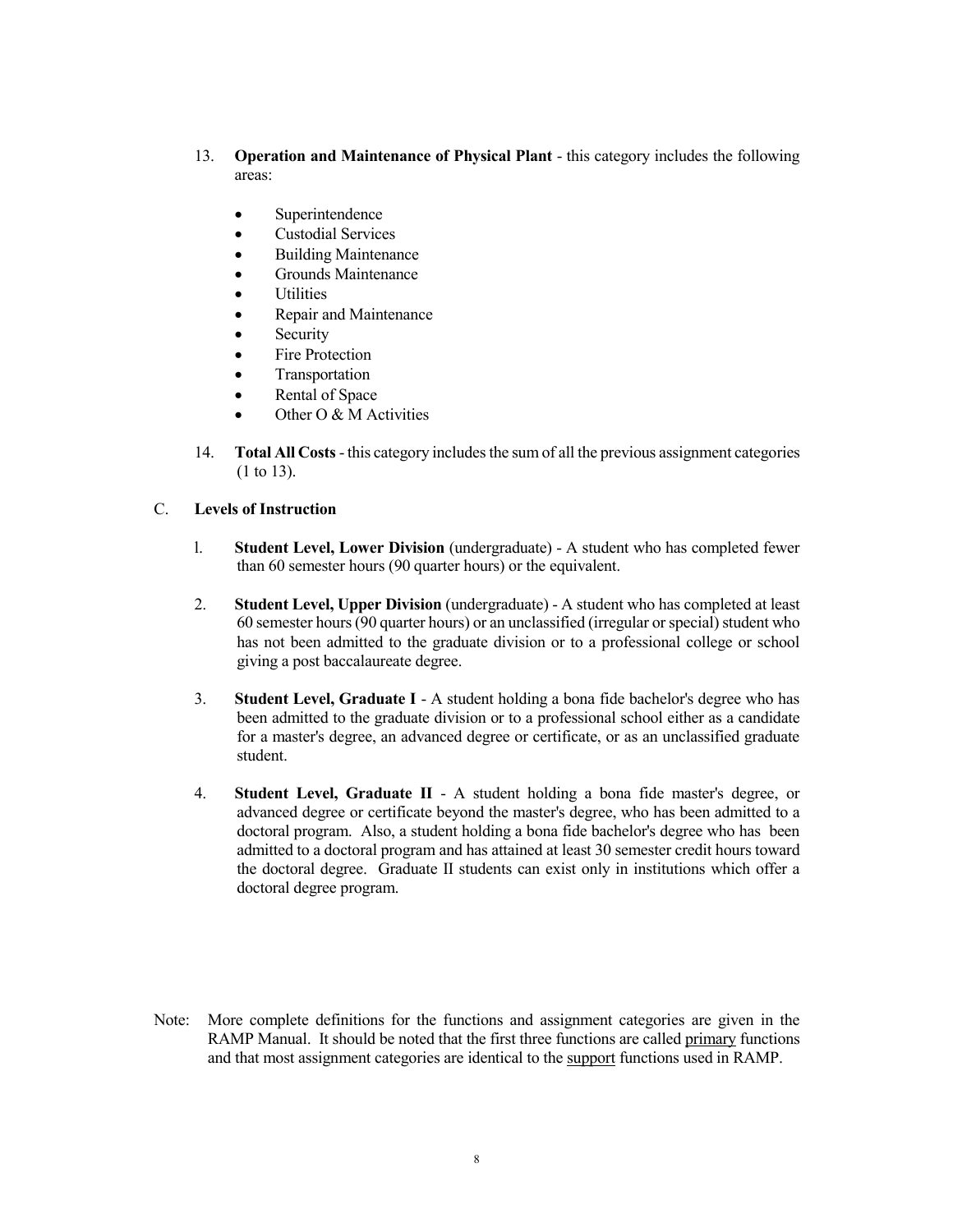13. **Operation and Maintenance of Physical Plant** - this category includes the following areas:

    - Superintendence
    - Custodial Services
    - Building Maintenance
    - Grounds Maintenance
    - Utilities
    - Repair and Maintenance
    - Security
    - Fire Protection
    - Transportation
    - Rental of Space
    - Other O & M Activities

14. **Total All Costs** - this category includes the sum of all the previous assignment categories (1 to 13).

C. **Levels of Instruction**

1. **Student Level, Lower Division** (undergraduate) - A student who has completed fewer than 60 semester hours (90 quarter hours) or the equivalent.

2. **Student Level, Upper Division** (undergraduate) - A student who has completed at least 60 semester hours (90 quarter hours) or an unclassified (irregular or special) student who has not been admitted to the graduate division or to a professional college or school giving a post baccalaureate degree.

3. **Student Level, Graduate I** - A student holding a bona fide bachelor's degree who has been admitted to the graduate division or to a professional school either as a candidate for a master's degree, an advanced degree or certificate, or as an unclassified graduate student.

4. **Student Level, Graduate II** - A student holding a bona fide master's degree, or advanced degree or certificate beyond the master's degree, who has been admitted to a doctoral program. Also, a student holding a bona fide bachelor's degree who has been admitted to a doctoral program and has attained at least 30 semester credit hours toward the doctoral degree. Graduate II students can exist only in institutions which offer a doctoral degree program.

Note: More complete definitions for the functions and assignment categories are given in the RAMP Manual. It should be noted that the first three functions are called primary functions and that most assignment categories are identical to the support functions used in RAMP.